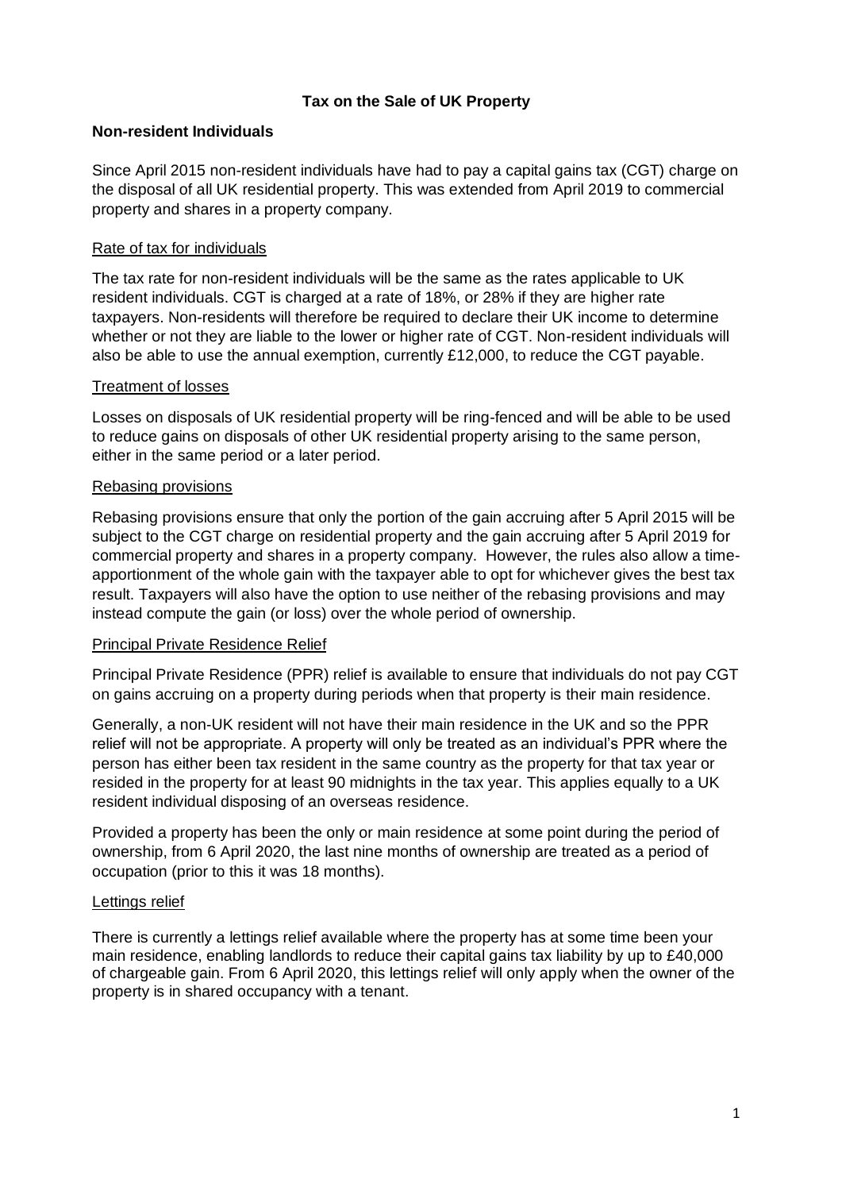# Tax on the Sale of UK Property

## Non-resident Individuals

Since April 2015 non-resident individuals have had to pay a capital gains tax (CGT) charge on the disposal of all UK residential property. This was extended from April 2019 to commercial property and shares in a property company.

### Rate of tax for individuals

The tax rate for non-resident individuals will be the same as the rates applicable to UK resident individuals. CGT is charged at a rate of 18%, or 28% if they are higher rate taxpayers. Non-residents will therefore be required to declare their UK income to determine whether or not they are liable to the lower or higher rate of CGT. Non-resident individuals will also be able to use the annual exemption, currently £12,000, to reduce the CGT payable.

### Treatment of losses

Losses on disposals of UK residential property will be ring-fenced and will be able to be used to reduce gains on disposals of other UK residential property arising to the same person, either in the same period or a later period.

### Rebasing provisions

Rebasing provisions ensure that only the portion of the gain accruing after 5 April 2015 will be subject to the CGT charge on residential property and the gain accruing after 5 April 2019 for commercial property and shares in a property company. However, the rules also allow a time-apportionment of the whole gain with the taxpayer able to opt for whichever gives the best tax result. Taxpayers will also have the option to use neither of the rebasing provisions and may instead compute the gain (or loss) over the whole period of ownership.

### Principal Private Residence Relief

Principal Private Residence (PPR) relief is available to ensure that individuals do not pay CGT on gains accruing on a property during periods when that property is their main residence.

Generally, a non-UK resident will not have their main residence in the UK and so the PPR relief will not be appropriate. A property will only be treated as an individual's PPR where the person has either been tax resident in the same country as the property for that tax year or resided in the property for at least 90 midnights in the tax year. This applies equally to a UK resident individual disposing of an overseas residence.

Provided a property has been the only or main residence at some point during the period of ownership, from 6 April 2020, the last nine months of ownership are treated as a period of occupation (prior to this it was 18 months).

### Lettings relief

There is currently a lettings relief available where the property has at some time been your main residence, enabling landlords to reduce their capital gains tax liability by up to £40,000 of chargeable gain. From 6 April 2020, this lettings relief will only apply when the owner of the property is in shared occupancy with a tenant.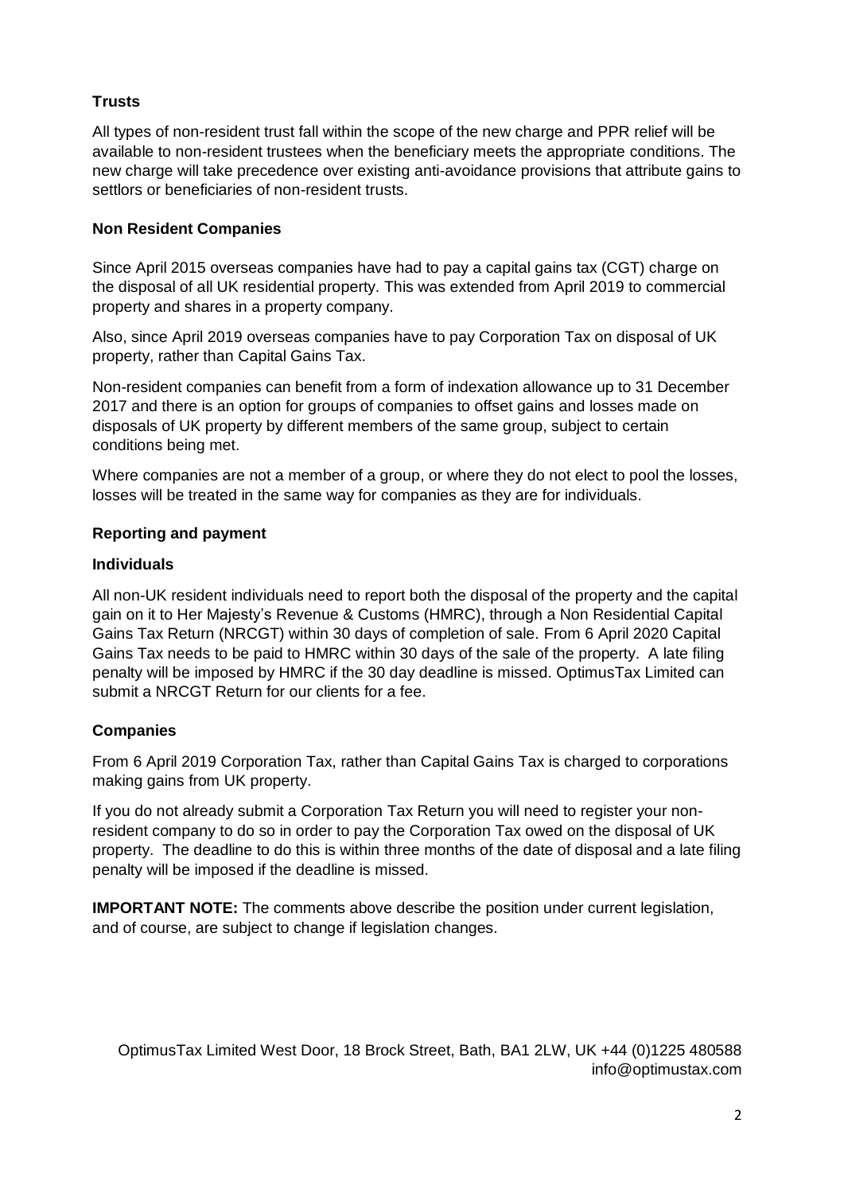### Trusts

All types of non-resident trust fall within the scope of the new charge and PPR relief will be available to non-resident trustees when the beneficiary meets the appropriate conditions. The new charge will take precedence over existing anti-avoidance provisions that attribute gains to settlors or beneficiaries of non-resident trusts.

### Non Resident Companies

Since April 2015 overseas companies have had to pay a capital gains tax (CGT) charge on the disposal of all UK residential property. This was extended from April 2019 to commercial property and shares in a property company.

Also, since April 2019 overseas companies have to pay Corporation Tax on disposal of UK property, rather than Capital Gains Tax.

Non-resident companies can benefit from a form of indexation allowance up to 31 December 2017 and there is an option for groups of companies to offset gains and losses made on disposals of UK property by different members of the same group, subject to certain conditions being met.

Where companies are not a member of a group, or where they do not elect to pool the losses, losses will be treated in the same way for companies as they are for individuals.

### Reporting and payment

### Individuals

All non-UK resident individuals need to report both the disposal of the property and the capital gain on it to Her Majesty's Revenue & Customs (HMRC), through a Non Residential Capital Gains Tax Return (NRCGT) within 30 days of completion of sale. From 6 April 2020 Capital Gains Tax needs to be paid to HMRC within 30 days of the sale of the property. A late filing penalty will be imposed by HMRC if the 30 day deadline is missed. OptimusTax Limited can submit a NRCGT Return for our clients for a fee.

### Companies

From 6 April 2019 Corporation Tax, rather than Capital Gains Tax is charged to corporations making gains from UK property.

If you do not already submit a Corporation Tax Return you will need to register your non-resident company to do so in order to pay the Corporation Tax owed on the disposal of UK property. The deadline to do this is within three months of the date of disposal and a late filing penalty will be imposed if the deadline is missed.

**IMPORTANT NOTE:** The comments above describe the position under current legislation, and of course, are subject to change if legislation changes.

OptimusTax Limited West Door, 18 Brock Street, Bath, BA1 2LW, UK +44 (0)1225 480588
info@optimustax.com